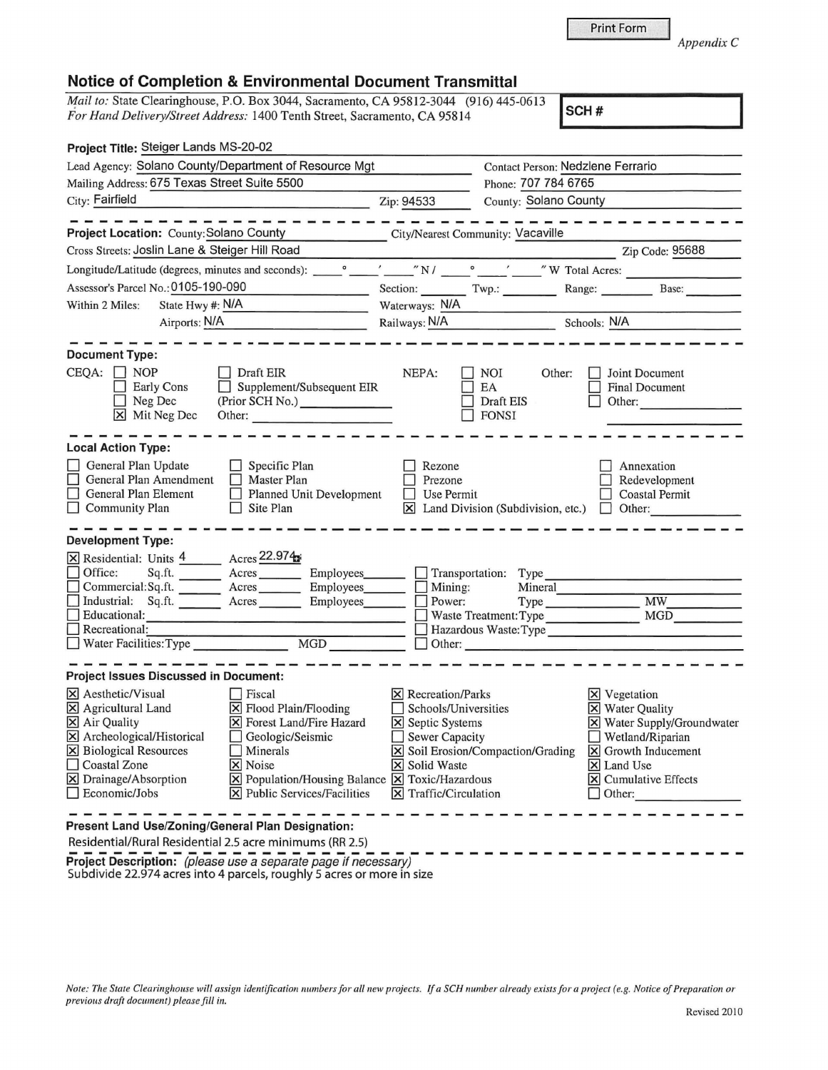Print Form

*Appendix C*

## Notice of Completion & Environmental Document Transmittal

*Mail to:* State Clearinghouse, P.O. Box 3044, Sacramento, CA 95812-3044 (916) 445-0613
*For Hand Delivery/Street Address:* 1400 Tenth Street, Sacramento, CA 95814

**SCH #**

**Project Title:** Steiger Lands MS-20-02

Lead Agency: Solano County/Department of Resource Mgt — Contact Person: Nedzlene Ferrario
Mailing Address: 675 Texas Street Suite 5500 — Phone: 707 784 6765
City: Fairfield — Zip: 94533 — County: Solano County

---

**Project Location:** County: Solano County — City/Nearest Community: Vacaville
Cross Streets: Joslin Lane & Steiger Hill Road — Zip Code: 95688
Longitude/Latitude (degrees, minutes and seconds): ____° ____′ ____″ N / ____° ____′ ____″ W Total Acres: ____
Assessor's Parcel No.: 0105-190-090 — Section: ____ Twp.: ____ Range: ____ Base: ____
Within 2 Miles: State Hwy #: N/A — Waterways: N/A
Airports: N/A — Railways: N/A — Schools: N/A

---

**Document Type:**

CEQA:
- ☐ NOP
- ☐ Early Cons
- ☐ Neg Dec
- ☒ Mit Neg Dec
- ☐ Draft EIR
- ☐ Supplement/Subsequent EIR (Prior SCH No.) ____
- Other: ____

NEPA:
- ☐ NOI
- ☐ EA
- ☐ Draft EIS
- ☐ FONSI

Other:
- ☐ Joint Document
- ☐ Final Document
- ☐ Other: ____

---

**Local Action Type:**

- ☐ General Plan Update
- ☐ General Plan Amendment
- ☐ General Plan Element
- ☐ Community Plan
- ☐ Specific Plan
- ☐ Master Plan
- ☐ Planned Unit Development
- ☐ Site Plan
- ☐ Rezone
- ☐ Prezone
- ☐ Use Permit
- ☒ Land Division (Subdivision, etc.)
- ☐ Annexation
- ☐ Redevelopment
- ☐ Coastal Permit
- ☐ Other: ____

---

**Development Type:**

- ☒ Residential: Units 4 Acres 22.974
- ☐ Office: Sq.ft. ____ Acres ____ Employees ____
- ☐ Commercial: Sq.ft. ____ Acres ____ Employees ____
- ☐ Industrial: Sq.ft. ____ Acres ____ Employees ____
- ☐ Educational: ____
- ☐ Recreational: ____
- ☐ Water Facilities: Type ____ MGD ____
- ☐ Transportation: Type ____
- ☐ Mining: Mineral ____
- ☐ Power: Type ____ MW ____
- ☐ Waste Treatment: Type ____ MGD ____
- ☐ Hazardous Waste: Type ____
- ☐ Other: ____

---

**Project Issues Discussed in Document:**

- ☒ Aesthetic/Visual
- ☒ Agricultural Land
- ☒ Air Quality
- ☒ Archeological/Historical
- ☒ Biological Resources
- ☐ Coastal Zone
- ☒ Drainage/Absorption
- ☐ Economic/Jobs
- ☐ Fiscal
- ☒ Flood Plain/Flooding
- ☒ Forest Land/Fire Hazard
- ☐ Geologic/Seismic
- ☐ Minerals
- ☒ Noise
- ☒ Population/Housing Balance
- ☒ Public Services/Facilities
- ☒ Recreation/Parks
- ☐ Schools/Universities
- ☒ Septic Systems
- ☐ Sewer Capacity
- ☒ Soil Erosion/Compaction/Grading
- ☒ Solid Waste
- ☒ Toxic/Hazardous
- ☒ Traffic/Circulation
- ☒ Vegetation
- ☒ Water Quality
- ☒ Water Supply/Groundwater
- ☐ Wetland/Riparian
- ☒ Growth Inducement
- ☒ Land Use
- ☒ Cumulative Effects
- ☐ Other: ____

---

**Present Land Use/Zoning/General Plan Designation:**
Residential/Rural Residential 2.5 acre minimums (RR 2.5)

**Project Description:** *(please use a separate page if necessary)*
Subdivide 22.974 acres into 4 parcels, roughly 5 acres or more in size

*Note: The State Clearinghouse will assign identification numbers for all new projects. If a SCH number already exists for a project (e.g. Notice of Preparation or previous draft document) please fill in.*

Revised 2010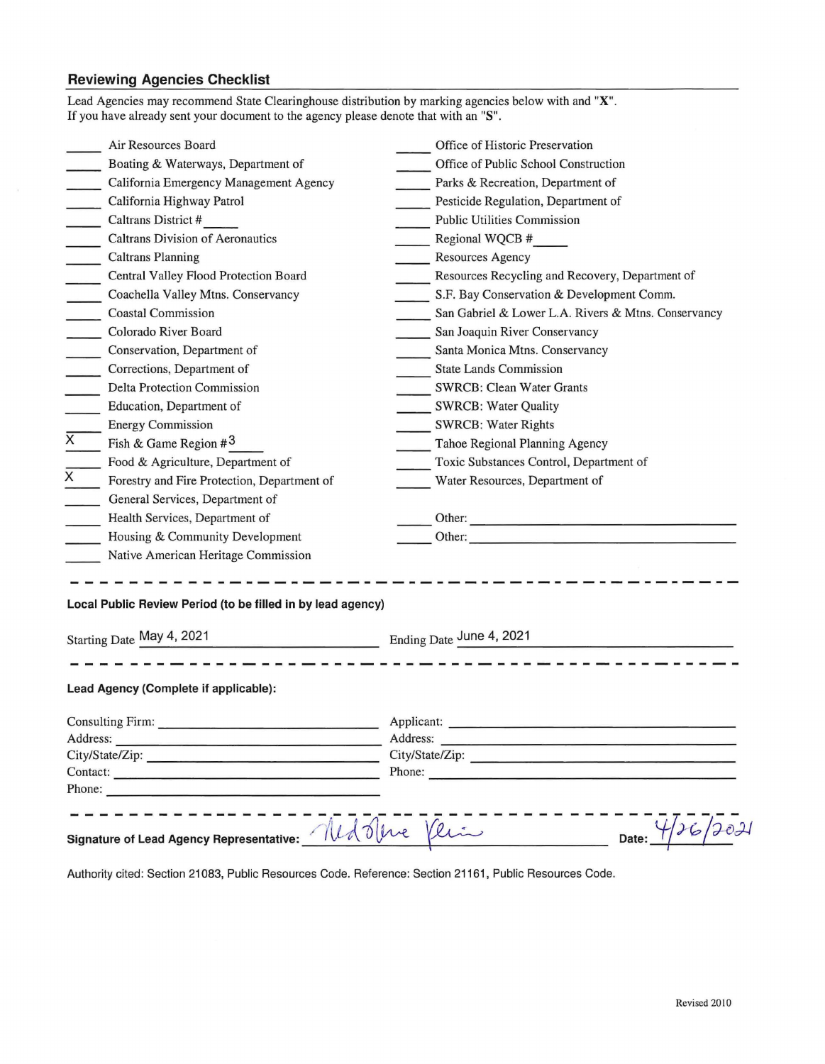## Reviewing Agencies Checklist

Lead Agencies may recommend State Clearinghouse distribution by marking agencies below with and "X".
If you have already sent your document to the agency please denote that with an "S".

| | | | |
|---|---|---|---|
| ____ | Air Resources Board | ____ | Office of Historic Preservation |
| ____ | Boating & Waterways, Department of | ____ | Office of Public School Construction |
| ____ | California Emergency Management Agency | ____ | Parks & Recreation, Department of |
| ____ | California Highway Patrol | ____ | Pesticide Regulation, Department of |
| ____ | Caltrans District # ____ | ____ | Public Utilities Commission |
| ____ | Caltrans Division of Aeronautics | ____ | Regional WQCB # ____ |
| ____ | Caltrans Planning | ____ | Resources Agency |
| ____ | Central Valley Flood Protection Board | ____ | Resources Recycling and Recovery, Department of |
| ____ | Coachella Valley Mtns. Conservancy | ____ | S.F. Bay Conservation & Development Comm. |
| ____ | Coastal Commission | ____ | San Gabriel & Lower L.A. Rivers & Mtns. Conservancy |
| ____ | Colorado River Board | ____ | San Joaquin River Conservancy |
| ____ | Conservation, Department of | ____ | Santa Monica Mtns. Conservancy |
| ____ | Corrections, Department of | ____ | State Lands Commission |
| ____ | Delta Protection Commission | ____ | SWRCB: Clean Water Grants |
| ____ | Education, Department of | ____ | SWRCB: Water Quality |
| ____ | Energy Commission | ____ | SWRCB: Water Rights |
| X | Fish & Game Region # 3 | ____ | Tahoe Regional Planning Agency |
| ____ | Food & Agriculture, Department of | ____ | Toxic Substances Control, Department of |
| X | Forestry and Fire Protection, Department of | ____ | Water Resources, Department of |
| ____ | General Services, Department of | | |
| ____ | Health Services, Department of | ____ | Other: ____ |
| ____ | Housing & Community Development | ____ | Other: ____ |
| ____ | Native American Heritage Commission | | |

---

**Local Public Review Period (to be filled in by lead agency)**

Starting Date May 4, 2021 Ending Date June 4, 2021

---

**Lead Agency (Complete if applicable):**

| | |
|---|---|
| Consulting Firm: ____ | Applicant: ____ |
| Address: ____ | Address: ____ |
| City/State/Zip: ____ | City/State/Zip: ____ |
| Contact: ____ | Phone: ____ |
| Phone: ____ | |

---

**Signature of Lead Agency Representative:** Nedzlene Ferrario **Date:** 4/26/2021

Authority cited: Section 21083, Public Resources Code. Reference: Section 21161, Public Resources Code.

Revised 2010